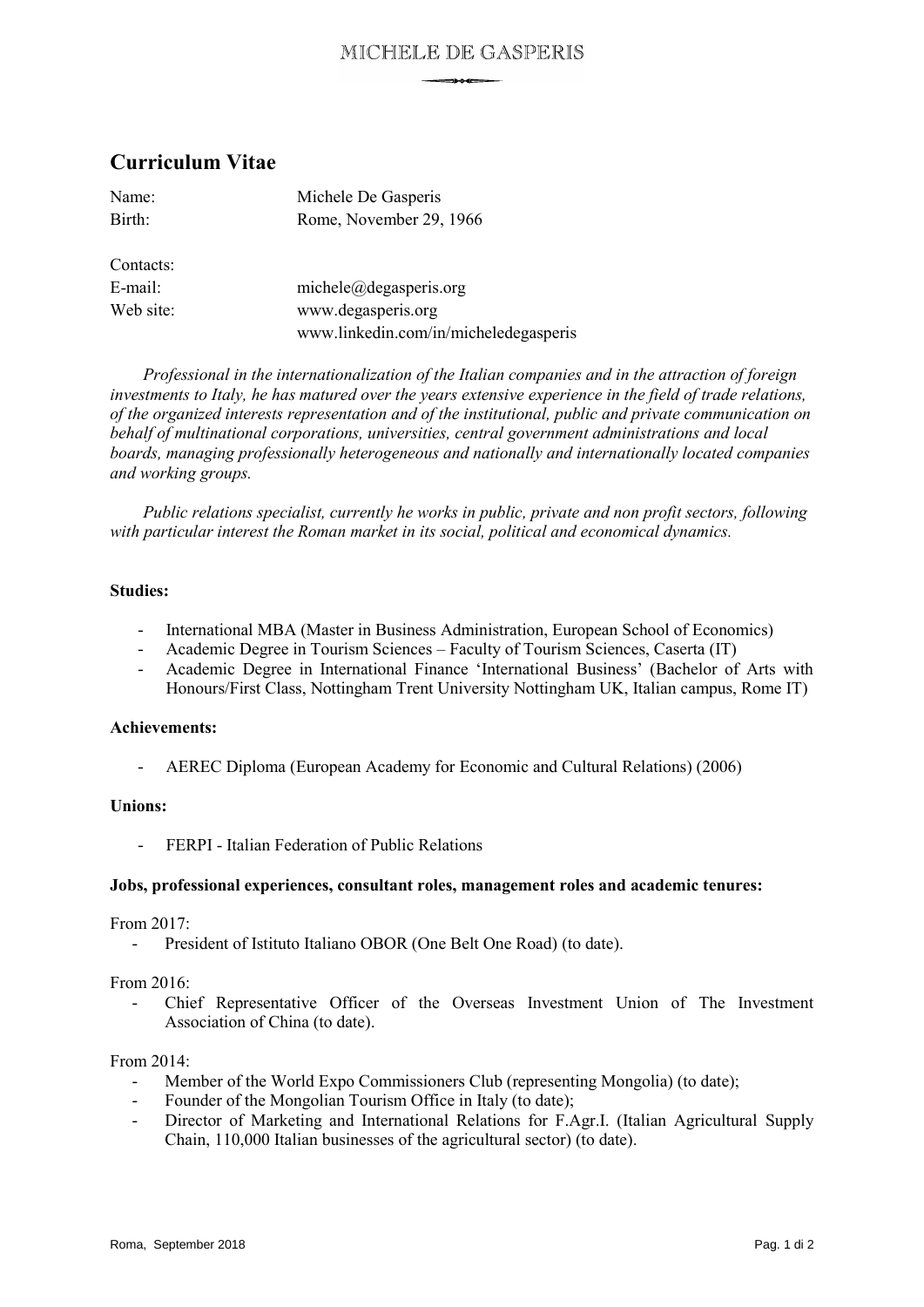# Curriculum Vitae

Name: Michele De Gasperis
Birth: Rome, November 29, 1966

Contacts:
E-mail: michele@degasperis.org
Web site: www.degasperis.org
www.linkedin.com/in/micheledegasperis

*Professional in the internationalization of the Italian companies and in the attraction of foreign investments to Italy, he has matured over the years extensive experience in the field of trade relations, of the organized interests representation and of the institutional, public and private communication on behalf of multinational corporations, universities, central government administrations and local boards, managing professionally heterogeneous and nationally and internationally located companies and working groups.*

*Public relations specialist, currently he works in public, private and non profit sectors, following with particular interest the Roman market in its social, political and economical dynamics.*

**Studies:**

- International MBA (Master in Business Administration, European School of Economics)
- Academic Degree in Tourism Sciences – Faculty of Tourism Sciences, Caserta (IT)
- Academic Degree in International Finance 'International Business' (Bachelor of Arts with Honours/First Class, Nottingham Trent University Nottingham UK, Italian campus, Rome IT)

**Achievements:**

- AEREC Diploma (European Academy for Economic and Cultural Relations) (2006)

**Unions:**

- FERPI - Italian Federation of Public Relations

**Jobs, professional experiences, consultant roles, management roles and academic tenures:**

From 2017:
- President of Istituto Italiano OBOR (One Belt One Road) (to date).

From 2016:
- Chief Representative Officer of the Overseas Investment Union of The Investment Association of China (to date).

From 2014:
- Member of the World Expo Commissioners Club (representing Mongolia) (to date);
- Founder of the Mongolian Tourism Office in Italy (to date);
- Director of Marketing and International Relations for F.Agr.I. (Italian Agricultural Supply Chain, 110,000 Italian businesses of the agricultural sector) (to date).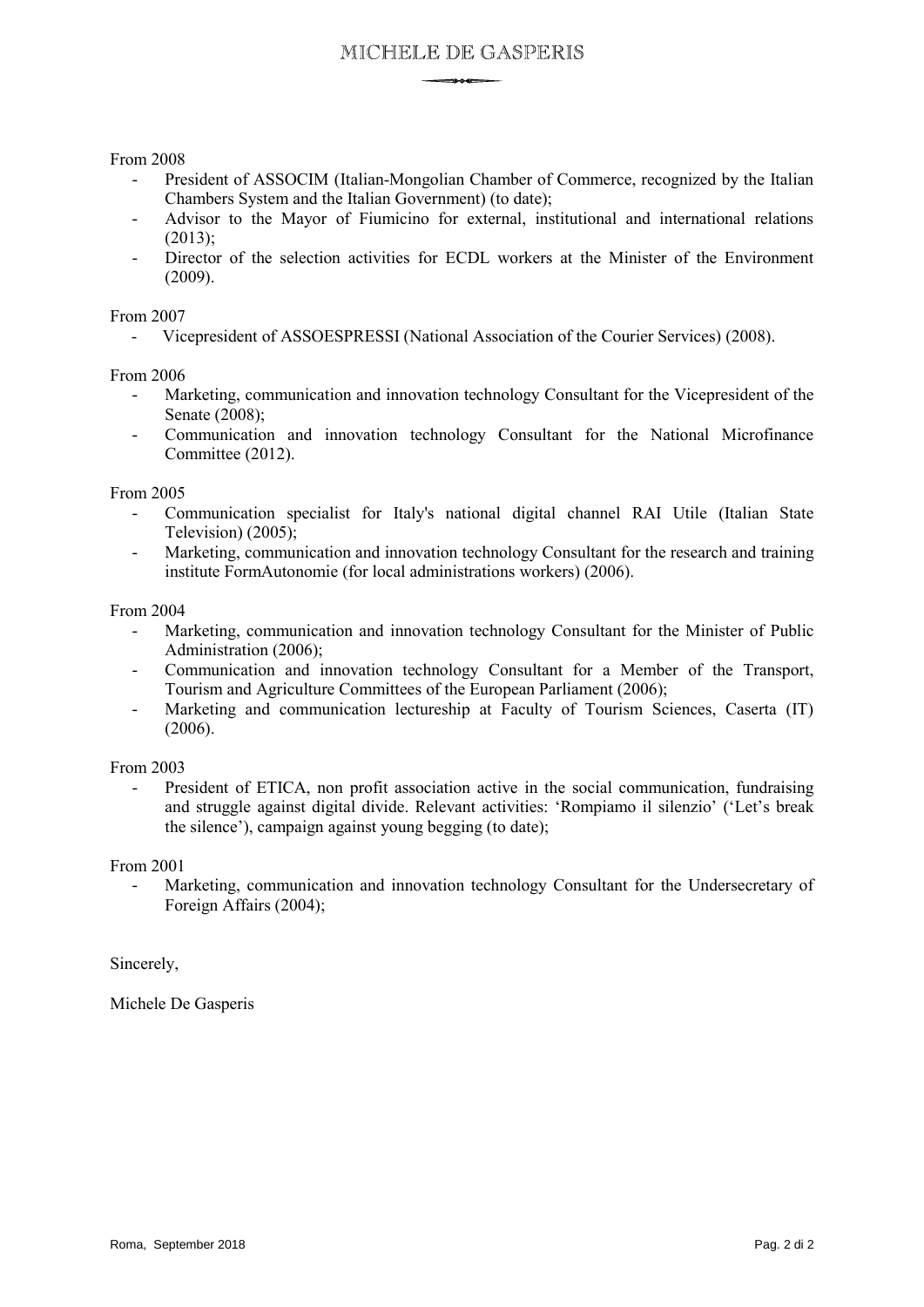From 2008

- President of ASSOCIM (Italian-Mongolian Chamber of Commerce, recognized by the Italian Chambers System and the Italian Government) (to date);
- Advisor to the Mayor of Fiumicino for external, institutional and international relations (2013);
- Director of the selection activities for ECDL workers at the Minister of the Environment (2009).

From 2007

- Vicepresident of ASSOESPRESSI (National Association of the Courier Services) (2008).

From 2006

- Marketing, communication and innovation technology Consultant for the Vicepresident of the Senate (2008);
- Communication and innovation technology Consultant for the National Microfinance Committee (2012).

From 2005

- Communication specialist for Italy's national digital channel RAI Utile (Italian State Television) (2005);
- Marketing, communication and innovation technology Consultant for the research and training institute FormAutonomie (for local administrations workers) (2006).

From 2004

- Marketing, communication and innovation technology Consultant for the Minister of Public Administration (2006);
- Communication and innovation technology Consultant for a Member of the Transport, Tourism and Agriculture Committees of the European Parliament (2006);
- Marketing and communication lectureship at Faculty of Tourism Sciences, Caserta (IT) (2006).

From 2003

- President of ETICA, non profit association active in the social communication, fundraising and struggle against digital divide. Relevant activities: 'Rompiamo il silenzio' ('Let's break the silence'), campaign against young begging (to date);

From 2001

- Marketing, communication and innovation technology Consultant for the Undersecretary of Foreign Affairs (2004);

Sincerely,

Michele De Gasperis

Roma, September 2018